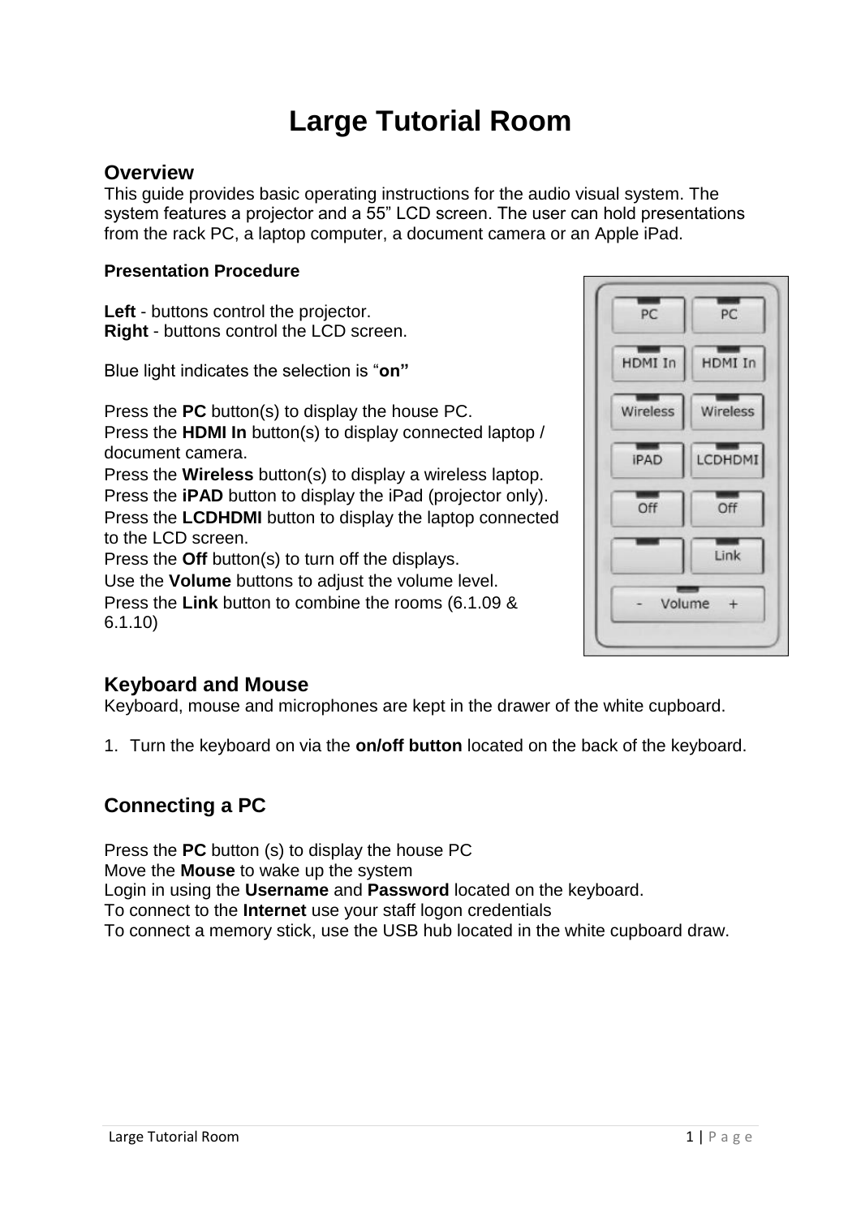# Large Tutorial Room

## Overview

This guide provides basic operating instructions for the audio visual system. The system features a projector and a 55" LCD screen. The user can hold presentations from the rack PC, a laptop computer, a document camera or an Apple iPad.

**Presentation Procedure**

**Left** - buttons control the projector.
**Right** - buttons control the LCD screen.

Blue light indicates the selection is "**on"**

Press the **PC** button(s) to display the house PC.
Press the **HDMI In** button(s) to display connected laptop / document camera.
Press the **Wireless** button(s) to display a wireless laptop.
Press the **iPAD** button to display the iPad (projector only).
Press the **LCDHDMI** button to display the laptop connected to the LCD screen.
Press the **Off** button(s) to turn off the displays.
Use the **Volume** buttons to adjust the volume level.
Press the **Link** button to combine the rooms (6.1.09 & 6.1.10)

## Keyboard and Mouse

Keyboard, mouse and microphones are kept in the drawer of the white cupboard.

1. Turn the keyboard on via the **on/off button** located on the back of the keyboard.

## Connecting a PC

Press the **PC** button (s) to display the house PC
Move the **Mouse** to wake up the system
Login in using the **Username** and **Password** located on the keyboard.
To connect to the **Internet** use your staff logon credentials
To connect a memory stick, use the USB hub located in the white cupboard draw.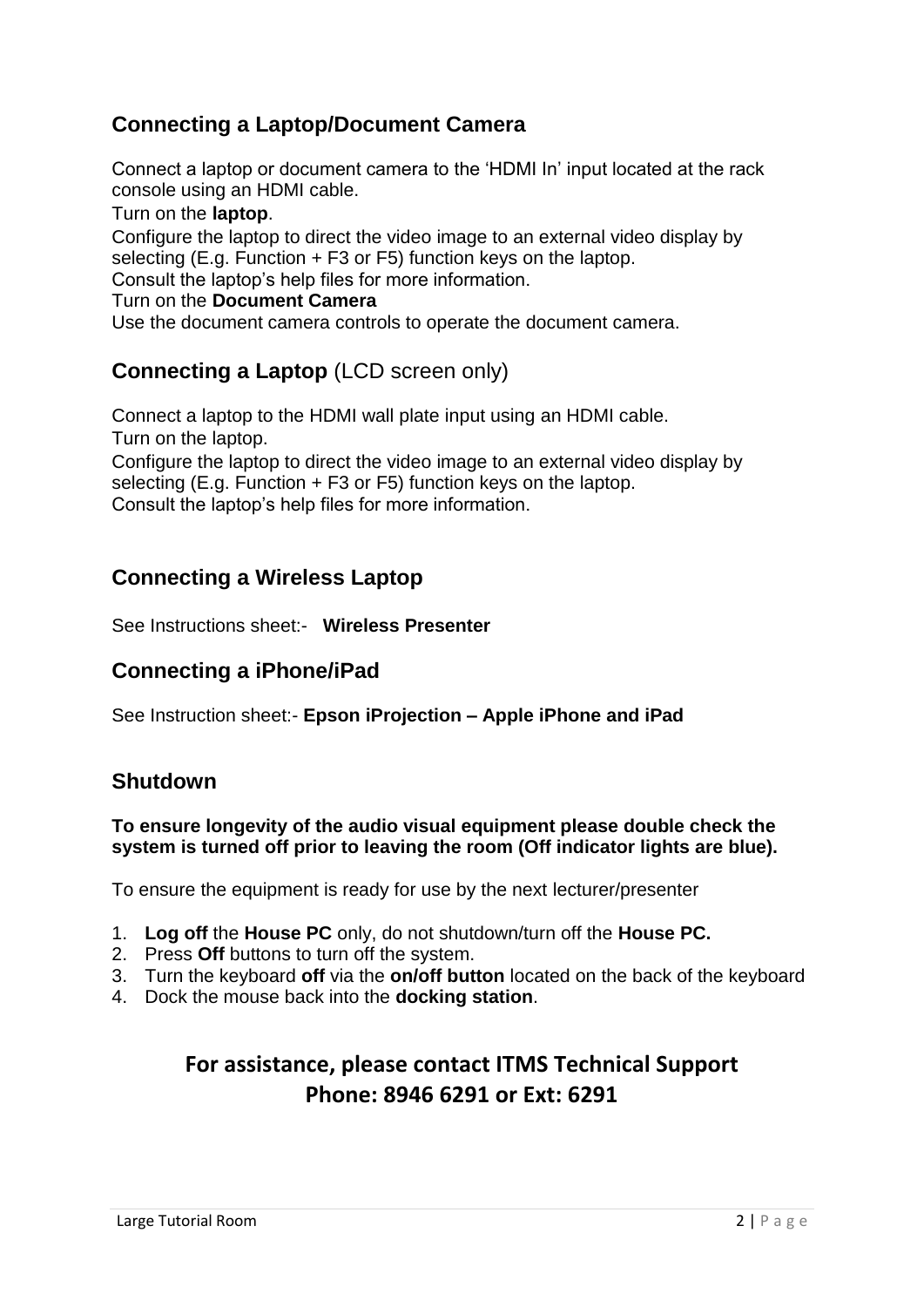## Connecting a Laptop/Document Camera

Connect a laptop or document camera to the 'HDMI In' input located at the rack console using an HDMI cable.
Turn on the **laptop**.
Configure the laptop to direct the video image to an external video display by selecting (E.g. Function + F3 or F5) function keys on the laptop.
Consult the laptop's help files for more information.
Turn on the **Document Camera**
Use the document camera controls to operate the document camera.

## Connecting a Laptop (LCD screen only)

Connect a laptop to the HDMI wall plate input using an HDMI cable.
Turn on the laptop.
Configure the laptop to direct the video image to an external video display by selecting (E.g. Function + F3 or F5) function keys on the laptop.
Consult the laptop's help files for more information.

## Connecting a Wireless Laptop

See Instructions sheet:- **Wireless Presenter**

## Connecting a iPhone/iPad

See Instruction sheet:- **Epson iProjection – Apple iPhone and iPad**

## Shutdown

**To ensure longevity of the audio visual equipment please double check the system is turned off prior to leaving the room (Off indicator lights are blue).**

To ensure the equipment is ready for use by the next lecturer/presenter

1. **Log off** the **House PC** only, do not shutdown/turn off the **House PC.**
2. Press **Off** buttons to turn off the system.
3. Turn the keyboard **off** via the **on/off button** located on the back of the keyboard
4. Dock the mouse back into the **docking station**.

**For assistance, please contact ITMS Technical Support**
**Phone: 8946 6291 or Ext: 6291**